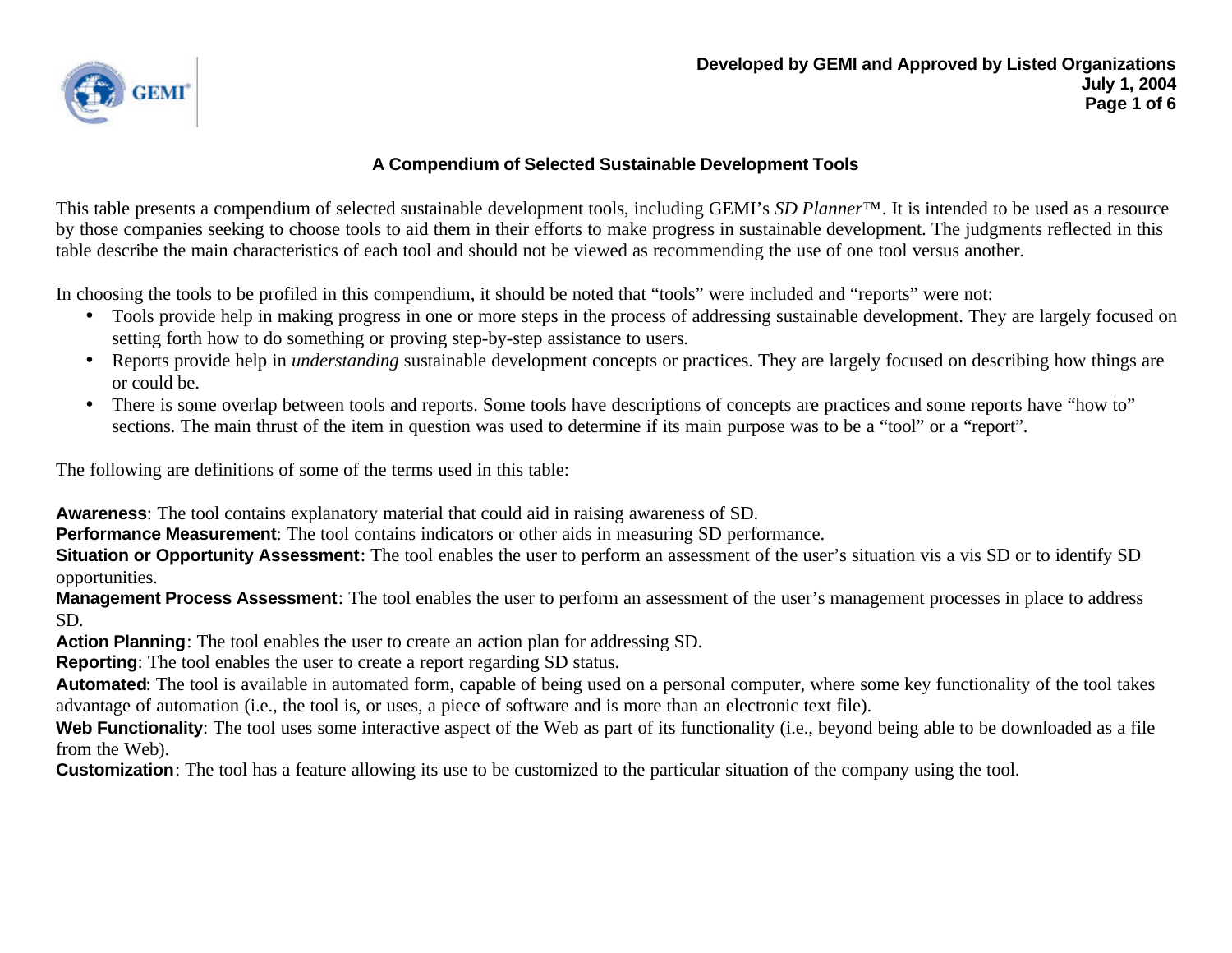# A Compendium of Selected Sustainable Development Tools

This table presents a compendium of selected sustainable development tools, including GEMI's *SD Planner™*. It is intended to be used as a resource by those companies seeking to choose tools to aid them in their efforts to make progress in sustainable development. The judgments reflected in this table describe the main characteristics of each tool and should not be viewed as recommending the use of one tool versus another.

In choosing the tools to be profiled in this compendium, it should be noted that "tools" were included and "reports" were not:

- Tools provide help in making progress in one or more steps in the process of addressing sustainable development. They are largely focused on setting forth how to do something or proving step-by-step assistance to users.
- Reports provide help in *understanding* sustainable development concepts or practices. They are largely focused on describing how things are or could be.
- There is some overlap between tools and reports. Some tools have descriptions of concepts are practices and some reports have "how to" sections. The main thrust of the item in question was used to determine if its main purpose was to be a "tool" or a "report".

The following are definitions of some of the terms used in this table:

**Awareness**: The tool contains explanatory material that could aid in raising awareness of SD.
**Performance Measurement**: The tool contains indicators or other aids in measuring SD performance.
**Situation or Opportunity Assessment**: The tool enables the user to perform an assessment of the user's situation vis a vis SD or to identify SD opportunities.
**Management Process Assessment**: The tool enables the user to perform an assessment of the user's management processes in place to address SD.
**Action Planning**: The tool enables the user to create an action plan for addressing SD.
**Reporting**: The tool enables the user to create a report regarding SD status.
**Automated**: The tool is available in automated form, capable of being used on a personal computer, where some key functionality of the tool takes advantage of automation (i.e., the tool is, or uses, a piece of software and is more than an electronic text file).
**Web Functionality**: The tool uses some interactive aspect of the Web as part of its functionality (i.e., beyond being able to be downloaded as a file from the Web).
**Customization**: The tool has a feature allowing its use to be customized to the particular situation of the company using the tool.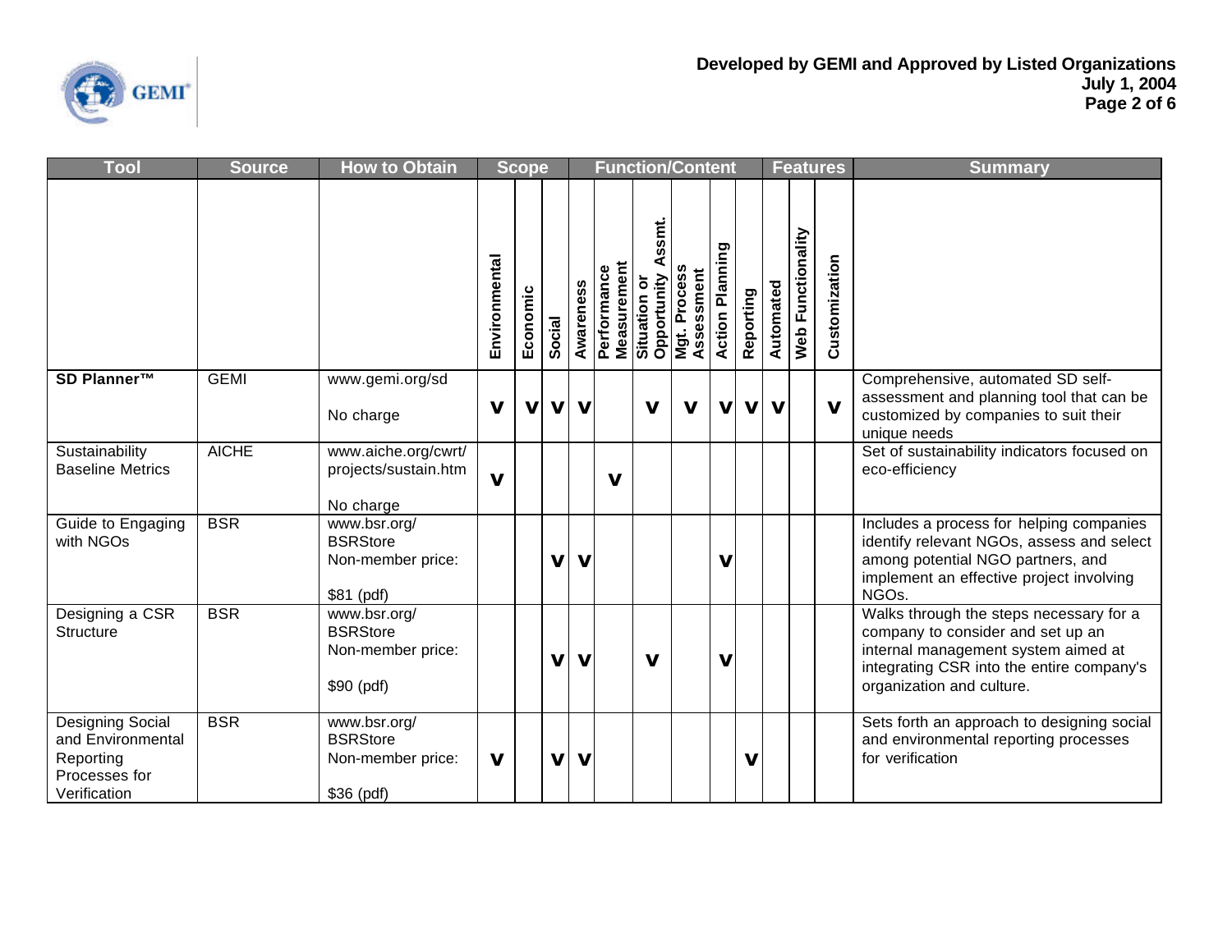| Tool | Source | How to Obtain | Scope | | | Function/Content | | | | | | Features | | | Summary |
|---|---|---|---|---|---|---|---|---|---|---|---|---|---|---|---|
| | | | Environmental | Economic | Social | Awareness | Performance Measurement | Situation or Opportunity Assmt. | Mgt. Process Assessment | Action Planning | Reporting | Automated | Web Functionality | Customization | |
| **SD Planner™** | GEMI | www.gemi.org/sd<br><br>No charge | v | v | v | v | | v | v | v | v | v | | v | Comprehensive, automated SD self-assessment and planning tool that can be customized by companies to suit their unique needs |
| Sustainability Baseline Metrics | AICHE | www.aiche.org/cwrt/projects/sustain.htm<br><br>No charge | v | | | | v | | | | | | | | Set of sustainability indicators focused on eco-efficiency |
| Guide to Engaging with NGOs | BSR | www.bsr.org/BSRStore<br>Non-member price:<br><br>$81 (pdf) | | | v | v | | | | v | | | | | Includes a process for helping companies identify relevant NGOs, assess and select among potential NGO partners, and implement an effective project involving NGOs. |
| Designing a CSR Structure | BSR | www.bsr.org/BSRStore<br>Non-member price:<br><br>$90 (pdf) | | | v | v | | v | | v | | | | | Walks through the steps necessary for a company to consider and set up an internal management system aimed at integrating CSR into the entire company's organization and culture. |
| Designing Social and Environmental Reporting Processes for Verification | BSR | www.bsr.org/BSRStore<br>Non-member price:<br><br>$36 (pdf) | v | | v | v | | | | | v | | | | Sets forth an approach to designing social and environmental reporting processes for verification |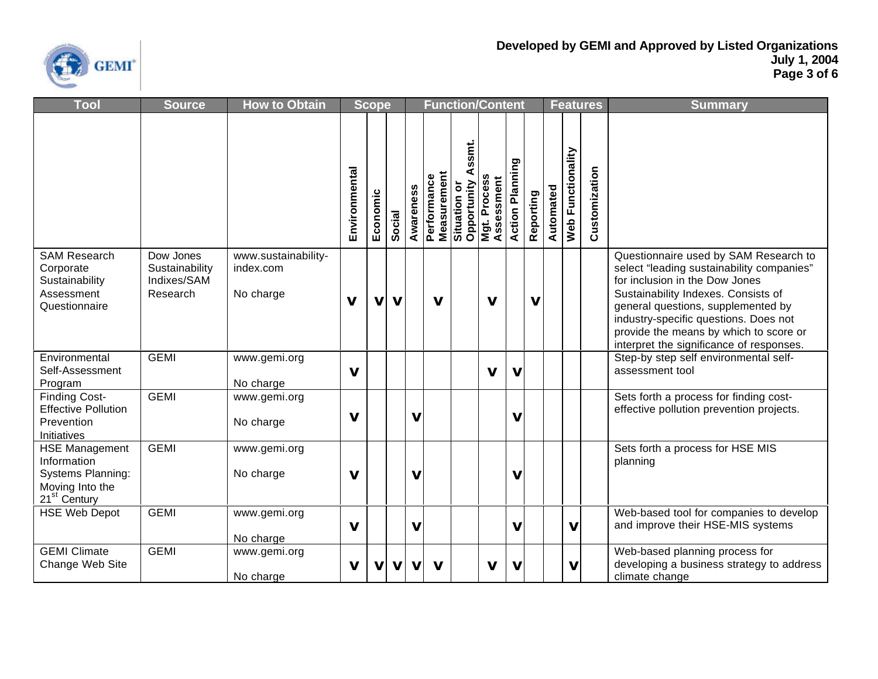| Tool | Source | How to Obtain | Scope | | | Function/Content | | | | | | Features | | | Summary |
|---|---|---|---|---|---|---|---|---|---|---|---|---|---|---|---|
| | | | Environmental | Economic | Social | Awareness | Performance Measurement | Situation or Opportunity Assmt. | Mgt. Process Assessment | Action Planning | Reporting | Automated | Web Functionality | Customization | |
| SAM Research Corporate Sustainability Assessment Questionnaire | Dow Jones Sustainability Indixes/SAM Research | www.sustainability-index.com<br><br>No charge | v | v | v | | v | | v | | v | | | | Questionnaire used by SAM Research to select "leading sustainability companies" for inclusion in the Dow Jones Sustainability Indexes. Consists of general questions, supplemented by industry-specific questions. Does not provide the means by which to score or interpret the significance of responses. |
| Environmental Self-Assessment Program | GEMI | www.gemi.org<br><br>No charge | v | | | | | | v | v | | | | | Step-by step self environmental self-assessment tool |
| Finding Cost-Effective Pollution Prevention Initiatives | GEMI | www.gemi.org<br><br>No charge | v | | | v | | | | v | | | | | Sets forth a process for finding cost-effective pollution prevention projects. |
| HSE Management Information Systems Planning: Moving Into the 21st Century | GEMI | www.gemi.org<br><br>No charge | v | | | v | | | | v | | | | | Sets forth a process for HSE MIS planning |
| HSE Web Depot | GEMI | www.gemi.org<br><br>No charge | v | | | v | | | | v | | | v | | Web-based tool for companies to develop and improve their HSE-MIS systems |
| GEMI Climate Change Web Site | GEMI | www.gemi.org<br><br>No charge | v | v | v | v | v | | v | v | | | v | | Web-based planning process for developing a business strategy to address climate change |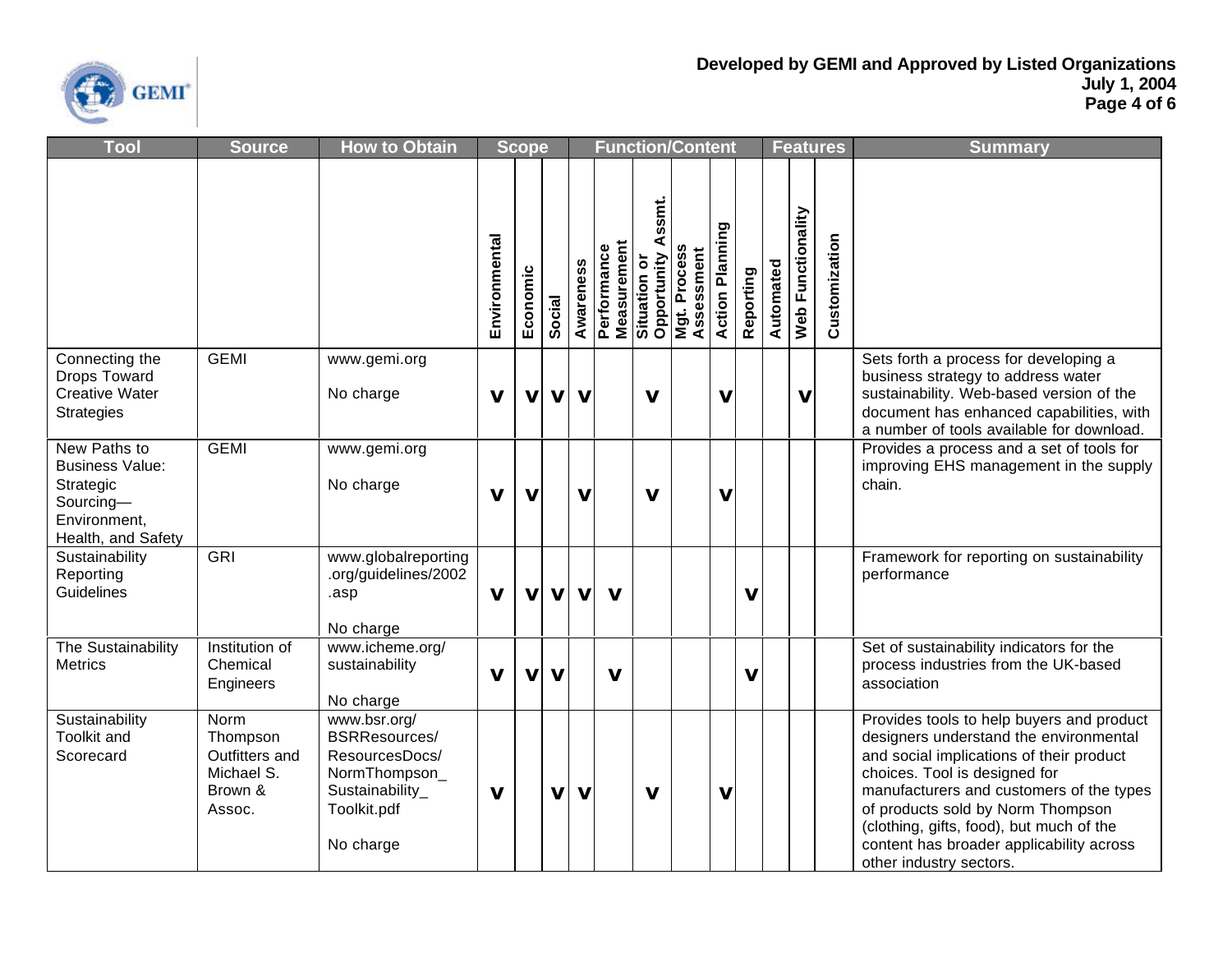| Tool | Source | How to Obtain | Scope | | | Function/Content | | | | | | | Features | | | Summary |
|---|---|---|---|---|---|---|---|---|---|---|---|---|---|---|---|---|
| | | | Environmental | Economic | Social | Awareness | Performance Measurement | Situation or Opportunity Assmt. | Mgt. Process Assessment | Action Planning | Reporting | Automated | Web Functionality | Customization | |
| Connecting the Drops Toward Creative Water Strategies | GEMI | www.gemi.org<br><br>No charge | V | V | V | V | | V | | V | | | V | | Sets forth a process for developing a business strategy to address water sustainability. Web-based version of the document has enhanced capabilities, with a number of tools available for download. |
| New Paths to Business Value: Strategic Sourcing—Environment, Health, and Safety | GEMI | www.gemi.org<br><br>No charge | V | V | | V | | V | | V | | | | | Provides a process and a set of tools for improving EHS management in the supply chain. |
| Sustainability Reporting Guidelines | GRI | www.globalreporting.org/guidelines/2002.asp<br><br>No charge | V | V | V | V | V | | | | V | | | | Framework for reporting on sustainability performance |
| The Sustainability Metrics | Institution of Chemical Engineers | www.icheme.org/sustainability<br><br>No charge | V | V | V | | V | | | | V | | | | Set of sustainability indicators for the process industries from the UK-based association |
| Sustainability Toolkit and Scorecard | Norm Thompson Outfitters and Michael S. Brown & Assoc. | www.bsr.org/BSRResources/ResourcesDocs/NormThompson_Sustainability_Toolkit.pdf<br><br>No charge | V | | V | V | | V | | V | | | | | Provides tools to help buyers and product designers understand the environmental and social implications of their product choices. Tool is designed for manufacturers and customers of the types of products sold by Norm Thompson (clothing, gifts, food), but much of the content has broader applicability across other industry sectors. |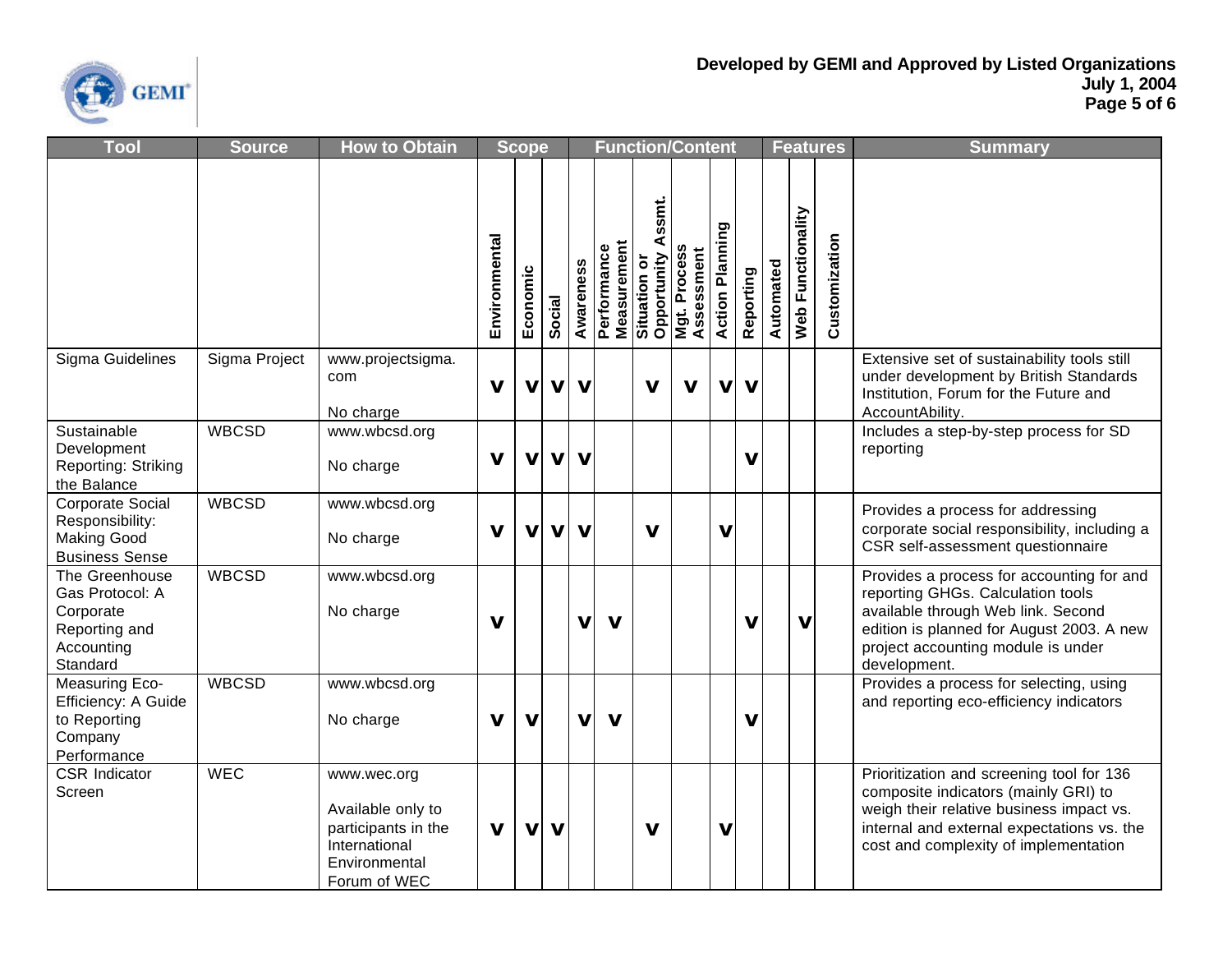| Tool | Source | How to Obtain | Scope | | | Function/Content | | | | | | Features | | | Summary |
|---|---|---|---|---|---|---|---|---|---|---|---|---|---|---|---|
| | | | Environmental | Economic | Social | Awareness | Performance Measurement | Situation or Opportunity Assmt. | Mgt. Process Assessment | Action Planning | Reporting | Automated | Web Functionality | Customization | |
| Sigma Guidelines | Sigma Project | www.projectsigma.com<br><br>No charge | v | v | v | v | | v | v | v | v | | | | Extensive set of sustainability tools still under development by British Standards Institution, Forum for the Future and AccountAbility. |
| Sustainable Development Reporting: Striking the Balance | WBCSD | www.wbcsd.org<br><br>No charge | v | v | v | v | | | | | v | | | | Includes a step-by-step process for SD reporting |
| Corporate Social Responsibility: Making Good Business Sense | WBCSD | www.wbcsd.org<br><br>No charge | v | v | v | v | | v | | v | | | | | Provides a process for addressing corporate social responsibility, including a CSR self-assessment questionnaire |
| The Greenhouse Gas Protocol: A Corporate Reporting and Accounting Standard | WBCSD | www.wbcsd.org<br><br>No charge | v | | | v | v | | | | v | | v | | Provides a process for accounting for and reporting GHGs. Calculation tools available through Web link. Second edition is planned for August 2003. A new project accounting module is under development. |
| Measuring Eco-Efficiency: A Guide to Reporting Company Performance | WBCSD | www.wbcsd.org<br><br>No charge | v | v | | v | v | | | | v | | | | Provides a process for selecting, using and reporting eco-efficiency indicators |
| CSR Indicator Screen | WEC | www.wec.org<br><br>Available only to participants in the International Environmental Forum of WEC | v | v | v | | | v | | v | | | | | Prioritization and screening tool for 136 composite indicators (mainly GRI) to weigh their relative business impact vs. internal and external expectations vs. the cost and complexity of implementation |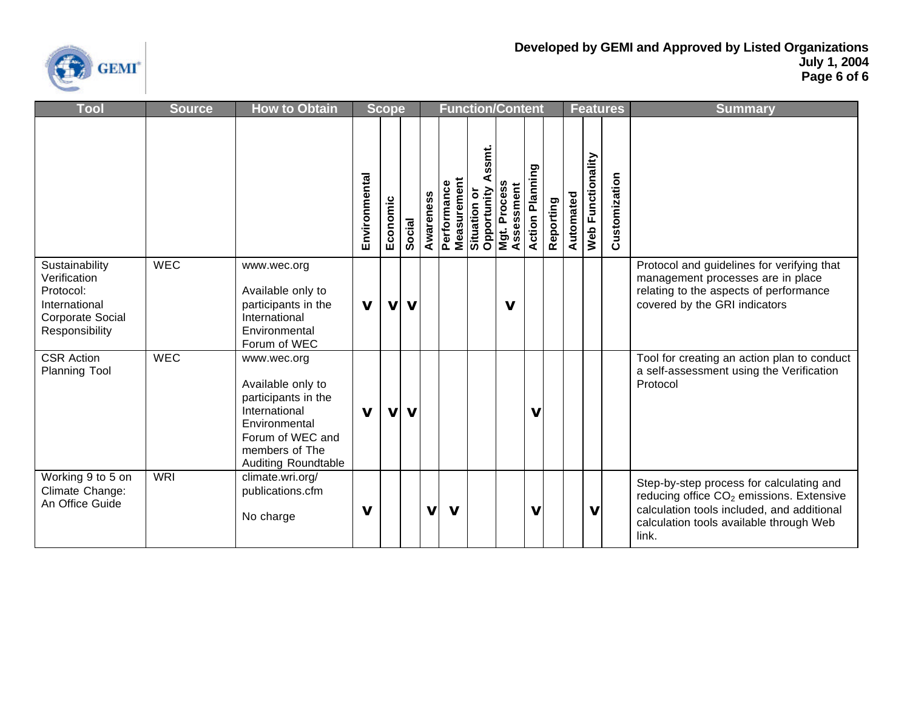| Tool | Source | How to Obtain | Scope | | | Function/Content | | | | | | Features | | | Summary |
|---|---|---|---|---|---|---|---|---|---|---|---|---|---|---|---|
| | | | Environmental | Economic | Social | Awareness | Performance Measurement | Situation or Opportunity Assmt. | Mgt. Process Assessment | Action Planning | Reporting | Automated | Web Functionality | Customization | |
| Sustainability Verification Protocol: International Corporate Social Responsibility | WEC | www.wec.org<br><br>Available only to participants in the International Environmental Forum of WEC | V | V | V | | | | V | | | | | | Protocol and guidelines for verifying that management processes are in place relating to the aspects of performance covered by the GRI indicators |
| CSR Action Planning Tool | WEC | www.wec.org<br><br>Available only to participants in the International Environmental Forum of WEC and members of The Auditing Roundtable | V | V | V | | | | | V | | | | | Tool for creating an action plan to conduct a self-assessment using the Verification Protocol |
| Working 9 to 5 on Climate Change: An Office Guide | WRI | climate.wri.org/publications.cfm<br><br>No charge | V | | | V | V | | | V | | | V | | Step-by-step process for calculating and reducing office $CO_2$ emissions. Extensive calculation tools included, and additional calculation tools available through Web link. |